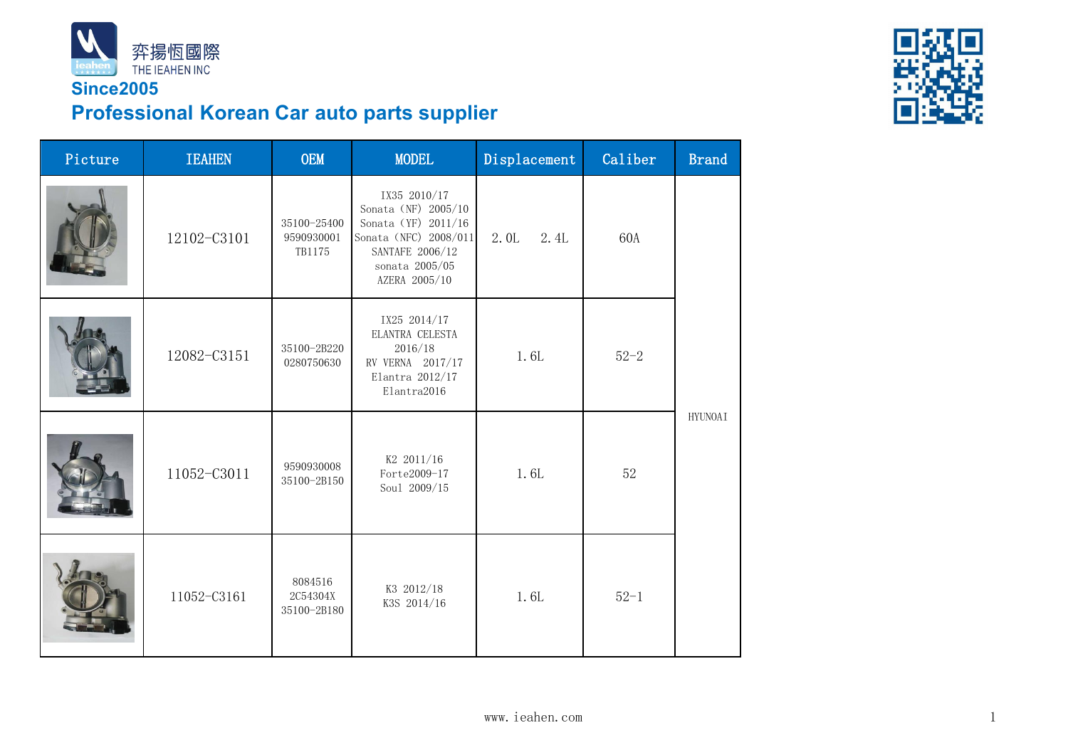弈揚恆國際
THE IEAHEN INC

**Since2005**

## Professional Korean Car auto parts supplier

| Picture | IEAHEN | OEM | MODEL | Displacement | Caliber | Brand |
|---|---|---|---|---|---|---|
| | 12102-C3101 | 35100-25400<br>9590930001<br>TB1175 | IX35 2010/17<br>Sonata (NF) 2005/10<br>Sonata (YF) 2011/16<br>Sonata (NFC) 2008/011<br>SANTAFE 2006/12<br>sonata 2005/05<br>AZERA 2005/10 | 2.0L 2.4L | 60A | HYUNOAI |
| | 12082-C3151 | 35100-2B220<br>0280750630 | IX25 2014/17<br>ELANTRA CELESTA 2016/18<br>RV VERNA 2017/17<br>Elantra 2012/17<br>Elantra2016 | 1.6L | 52-2 | |
| | 11052-C3011 | 9590930008<br>35100-2B150 | K2 2011/16<br>Forte2009-17<br>Soul 2009/15 | 1.6L | 52 | |
| | 11052-C3161 | 8084516<br>2C54304X<br>35100-2B180 | K3 2012/18<br>K3S 2014/16 | 1.6L | 52-1 | |

www.ieahen.com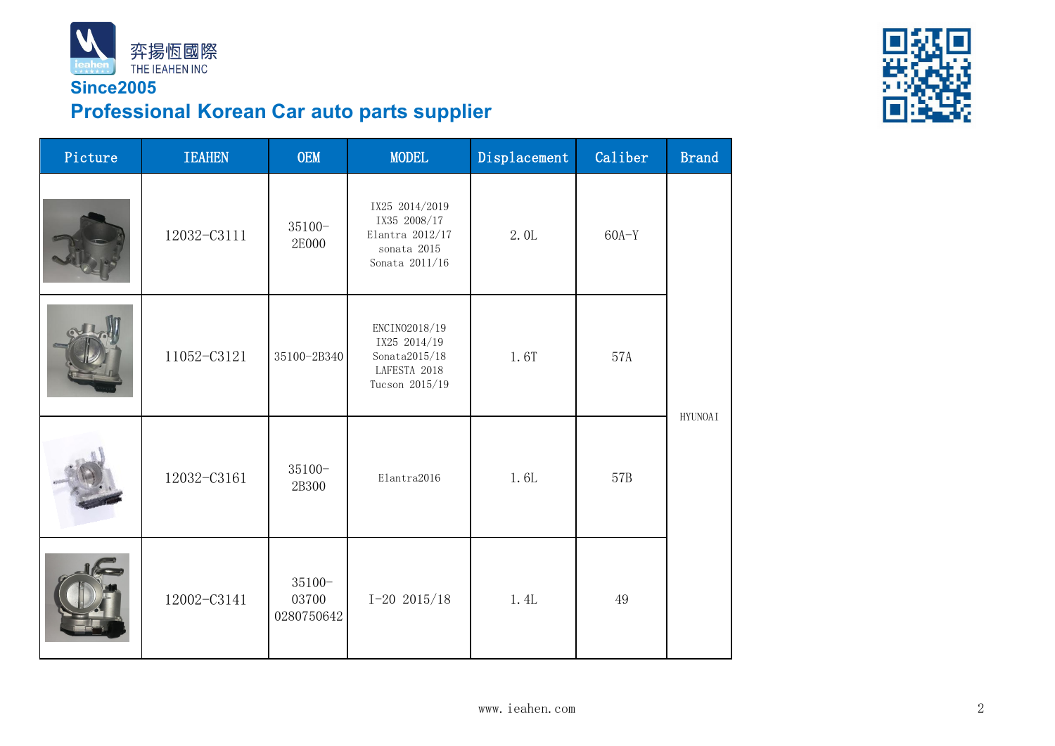弈揚恆國際
THE IEAHEN INC

**Since2005**

## Professional Korean Car auto parts supplier

| Picture | IEAHEN | OEM | MODEL | Displacement | Caliber | Brand |
|---|---|---|---|---|---|---|
| | 12032-C3111 | 35100-2E000 | IX25 2014/2019<br>IX35 2008/17<br>Elantra 2012/17<br>sonata 2015<br>Sonata 2011/16 | 2.0L | 60A-Y | HYUNOAI |
| | 11052-C3121 | 35100-2B340 | ENCINO2018/19<br>IX25 2014/19<br>Sonata2015/18<br>LAFESTA 2018<br>Tucson 2015/19 | 1.6T | 57A | |
| | 12032-C3161 | 35100-2B300 | Elantra2016 | 1.6L | 57B | |
| | 12002-C3141 | 35100-03700<br>0280750642 | I-20 2015/18 | 1.4L | 49 | |

www.ieahen.com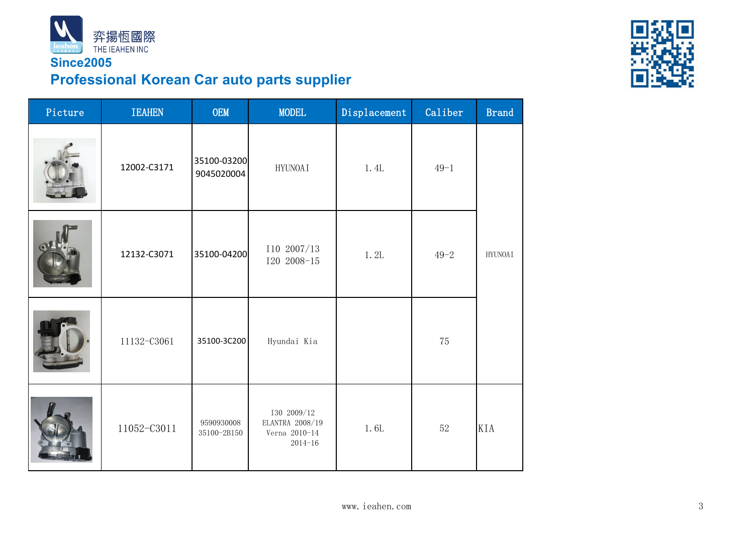弈揚恆國際
THE IEAHEN INC
**Since2005**
## Professional Korean Car auto parts supplier

| Picture | IEAHEN | OEM | MODEL | Displacement | Caliber | Brand |
|---|---|---|---|---|---|---|
| | 12002-C3171 | 35100-03200 9045020004 | HYUNOAI | 1.4L | 49-1 | HYUNOAI |
| | 12132-C3071 | 35100-04200 | I10 2007/13 I20 2008-15 | 1.2L | 49-2 | |
| | 11132-C3061 | 35100-3C200 | Hyundai Kia | | 75 | |
| | 11052-C3011 | 9590930008 35100-2B150 | I30 2009/12 ELANTRA 2008/19 Verna 2010-14 2014-16 | 1.6L | 52 | KIA |

www.ieahen.com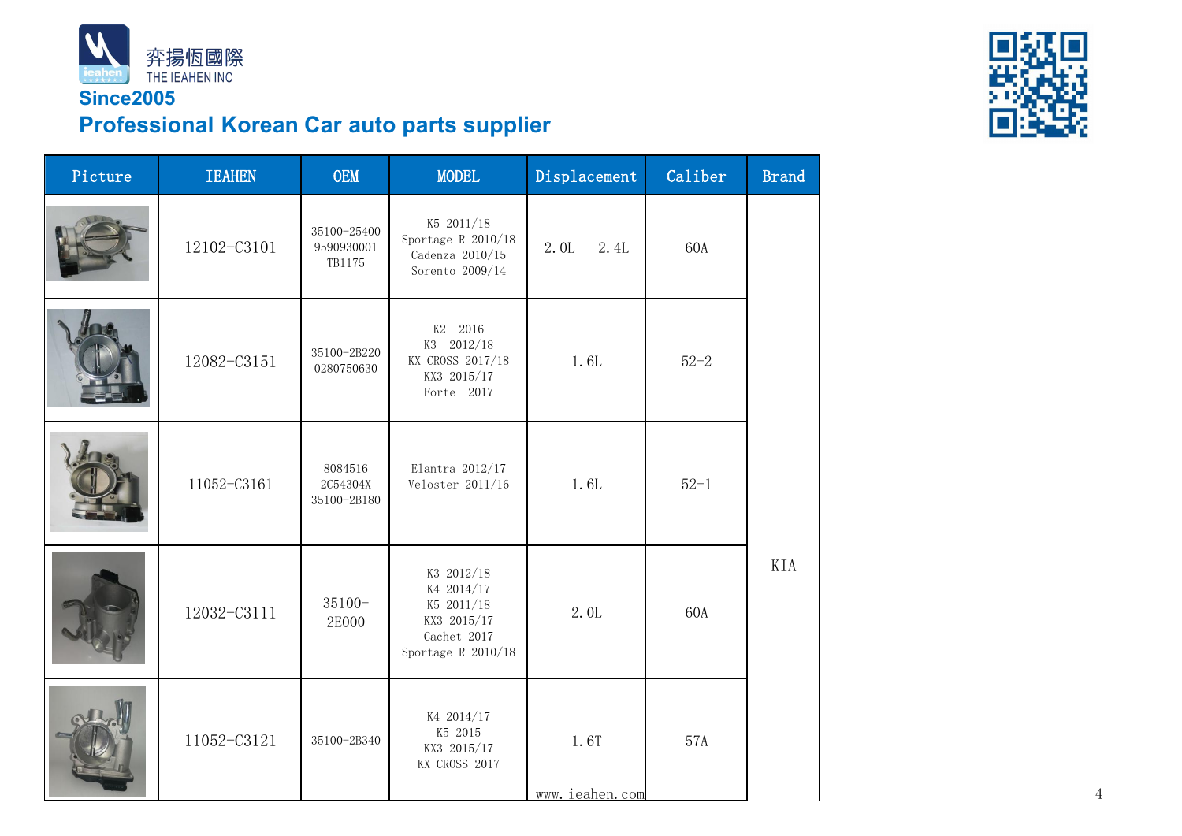奔揚恆國際
THE IEAHEN INC

**Since2005**

## Professional Korean Car auto parts supplier

| Picture | IEAHEN | OEM | MODEL | Displacement | Caliber | Brand |
|---|---|---|---|---|---|---|
| | 12102-C3101 | 35100-25400<br>9590930001<br>TB1175 | K5 2011/18<br>Sportage R 2010/18<br>Cadenza 2010/15<br>Sorento 2009/14 | 2.0L 2.4L | 60A | KIA |
| | 12082-C3151 | 35100-2B220<br>0280750630 | K2 2016<br>K3 2012/18<br>KX CROSS 2017/18<br>KX3 2015/17<br>Forte 2017 | 1.6L | 52-2 | KIA |
| | 11052-C3161 | 8084516<br>2C54304X<br>35100-2B180 | Elantra 2012/17<br>Veloster 2011/16 | 1.6L | 52-1 | KIA |
| | 12032-C3111 | 35100-2E000 | K3 2012/18<br>K4 2014/17<br>K5 2011/18<br>KX3 2015/17<br>Cachet 2017<br>Sportage R 2010/18 | 2.0L | 60A | KIA |
| | 11052-C3121 | 35100-2B340 | K4 2014/17<br>K5 2015<br>KX3 2015/17<br>KX CROSS 2017 | 1.6T | 57A | KIA |

www.ieahen.com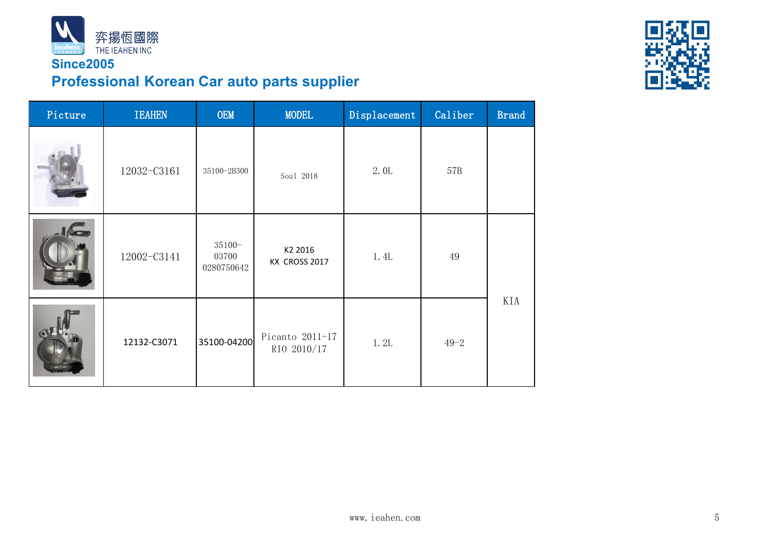弈揚恆國際
THE IEAHEN INC

**Since2005**

## Professional Korean Car auto parts supplier

| Picture | IEAHEN | OEM | MODEL | Displacement | Caliber | Brand |
|---|---|---|---|---|---|---|
| | 12032-C3161 | 35100-2B300 | Soul 2018 | 2.0L | 57B | |
| | 12002-C3141 | 35100-03700 0280750642 | K2 2016 KX CROSS 2017 | 1.4L | 49 | KIA |
| | 12132-C3071 | 35100-04200 | Picanto 2011-17 RIO 2010/17 | 1.2L | 49-2 | |

www.ieahen.com